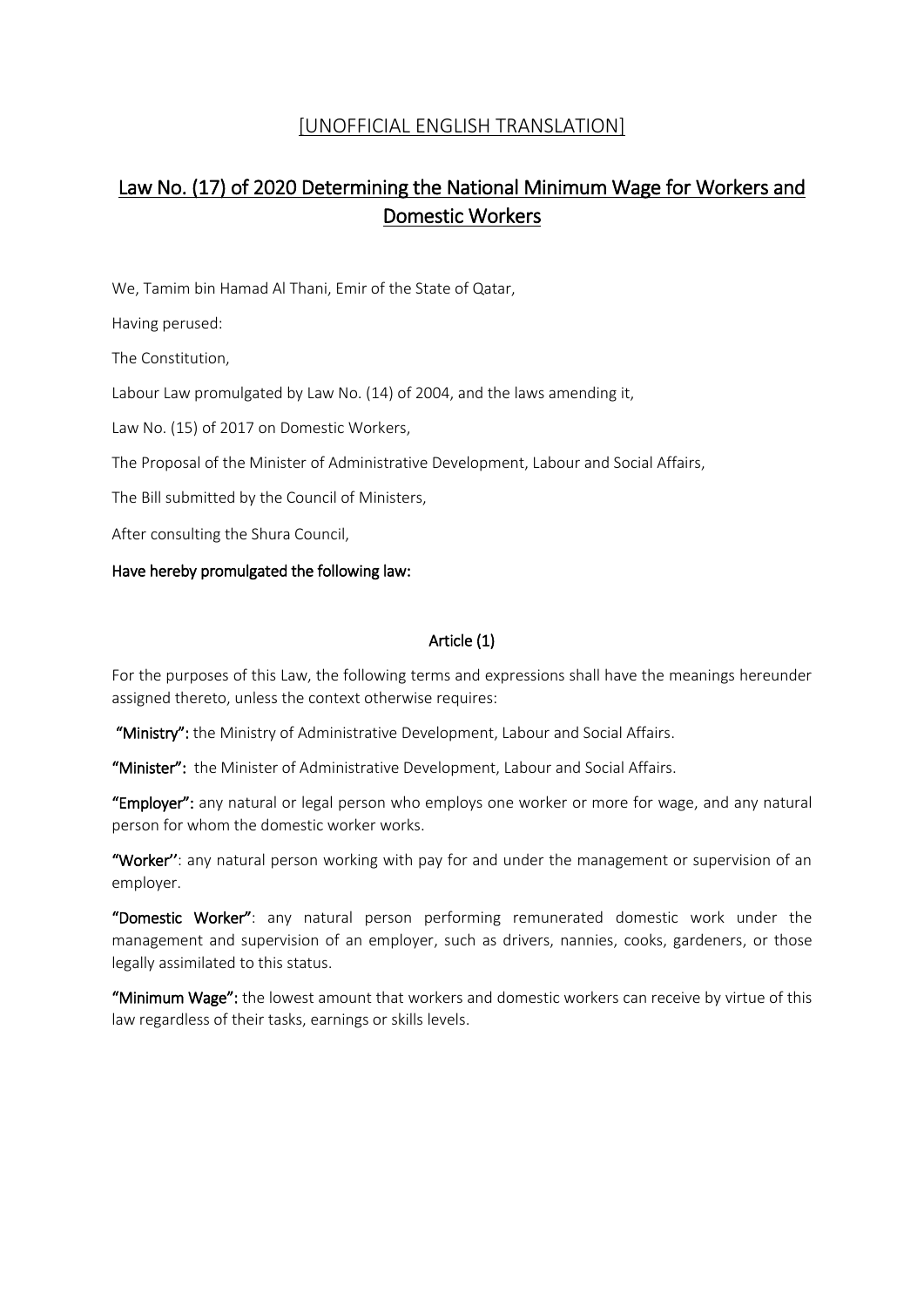[UNOFFICIAL ENGLISH TRANSLATION]

# Law No. (17) of 2020 Determining the National Minimum Wage for Workers and Domestic Workers

We, Tamim bin Hamad Al Thani, Emir of the State of Qatar,

Having perused:

The Constitution,

Labour Law promulgated by Law No. (14) of 2004, and the laws amending it,

Law No. (15) of 2017 on Domestic Workers,

The Proposal of the Minister of Administrative Development, Labour and Social Affairs,

The Bill submitted by the Council of Ministers,

After consulting the Shura Council,

**Have hereby promulgated the following law:**

## Article (1)

For the purposes of this Law, the following terms and expressions shall have the meanings hereunder assigned thereto, unless the context otherwise requires:

**"Ministry":** the Ministry of Administrative Development, Labour and Social Affairs.

**"Minister":** the Minister of Administrative Development, Labour and Social Affairs.

**"Employer":** any natural or legal person who employs one worker or more for wage, and any natural person for whom the domestic worker works.

**"Worker''**: any natural person working with pay for and under the management or supervision of an employer.

**"Domestic Worker"**: any natural person performing remunerated domestic work under the management and supervision of an employer, such as drivers, nannies, cooks, gardeners, or those legally assimilated to this status.

**"Minimum Wage":** the lowest amount that workers and domestic workers can receive by virtue of this law regardless of their tasks, earnings or skills levels.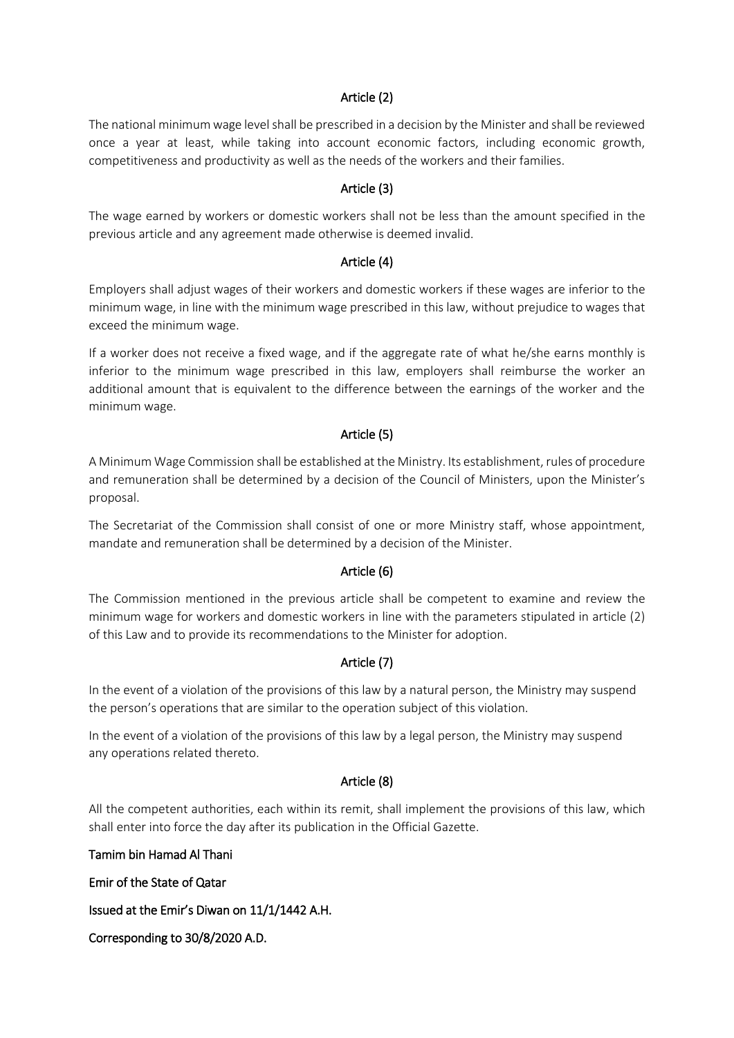## Article (2)

The national minimum wage level shall be prescribed in a decision by the Minister and shall be reviewed once a year at least, while taking into account economic factors, including economic growth, competitiveness and productivity as well as the needs of the workers and their families.

## Article (3)

The wage earned by workers or domestic workers shall not be less than the amount specified in the previous article and any agreement made otherwise is deemed invalid.

## Article (4)

Employers shall adjust wages of their workers and domestic workers if these wages are inferior to the minimum wage, in line with the minimum wage prescribed in this law, without prejudice to wages that exceed the minimum wage.

If a worker does not receive a fixed wage, and if the aggregate rate of what he/she earns monthly is inferior to the minimum wage prescribed in this law, employers shall reimburse the worker an additional amount that is equivalent to the difference between the earnings of the worker and the minimum wage.

## Article (5)

A Minimum Wage Commission shall be established at the Ministry. Its establishment, rules of procedure and remuneration shall be determined by a decision of the Council of Ministers, upon the Minister's proposal.

The Secretariat of the Commission shall consist of one or more Ministry staff, whose appointment, mandate and remuneration shall be determined by a decision of the Minister.

## Article (6)

The Commission mentioned in the previous article shall be competent to examine and review the minimum wage for workers and domestic workers in line with the parameters stipulated in article (2) of this Law and to provide its recommendations to the Minister for adoption.

## Article (7)

In the event of a violation of the provisions of this law by a natural person, the Ministry may suspend the person's operations that are similar to the operation subject of this violation.

In the event of a violation of the provisions of this law by a legal person, the Ministry may suspend any operations related thereto.

## Article (8)

All the competent authorities, each within its remit, shall implement the provisions of this law, which shall enter into force the day after its publication in the Official Gazette.

**Tamim bin Hamad Al Thani**

**Emir of the State of Qatar**

**Issued at the Emir's Diwan on 11/1/1442 A.H.**

**Corresponding to 30/8/2020 A.D.**